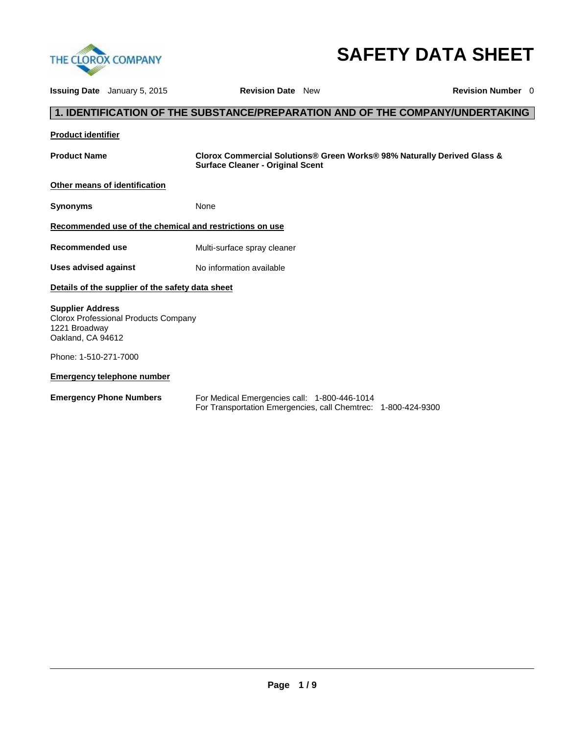# SAFETY DATA SHEET

**Issuing Date** January 5, 2015 **Revision Date** New **Revision Number** 0

## 1. IDENTIFICATION OF THE SUBSTANCE/PREPARATION AND OF THE COMPANY/UNDERTAKING

**Product identifier**

**Product Name** **Clorox Commercial Solutions® Green Works® 98% Naturally Derived Glass & Surface Cleaner - Original Scent**

**Other means of identification**

**Synonyms** None

**Recommended use of the chemical and restrictions on use**

**Recommended use** Multi-surface spray cleaner

**Uses advised against** No information available

**Details of the supplier of the safety data sheet**

**Supplier Address**
Clorox Professional Products Company
1221 Broadway
Oakland, CA 94612

Phone: 1-510-271-7000

**Emergency telephone number**

**Emergency Phone Numbers** For Medical Emergencies call: 1-800-446-1014
For Transportation Emergencies, call Chemtrec: 1-800-424-9300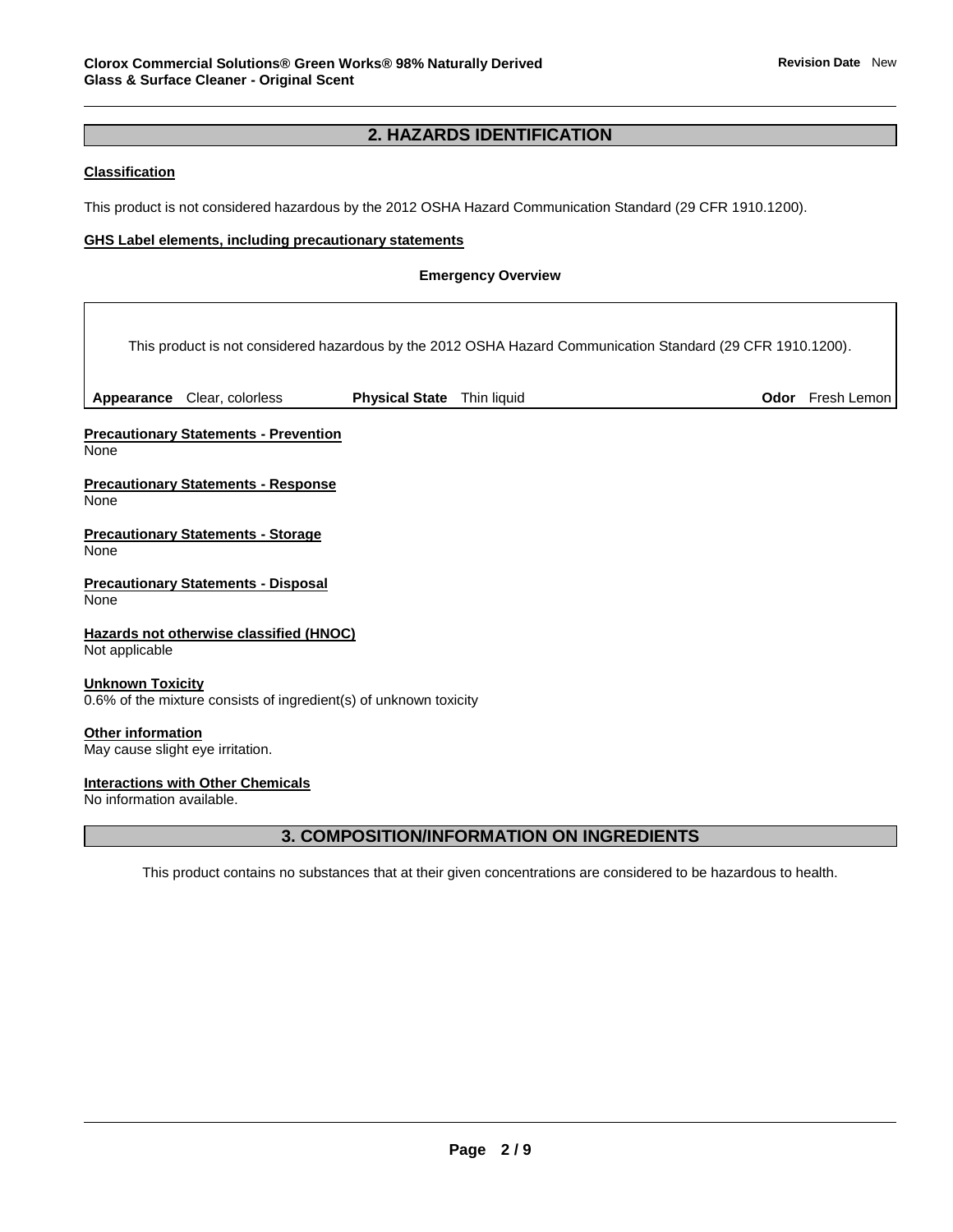## 2. HAZARDS IDENTIFICATION

**Classification**

This product is not considered hazardous by the 2012 OSHA Hazard Communication Standard (29 CFR 1910.1200).

**GHS Label elements, including precautionary statements**

**Emergency Overview**

This product is not considered hazardous by the 2012 OSHA Hazard Communication Standard (29 CFR 1910.1200).

| **Appearance** Clear, colorless | **Physical State** Thin liquid | **Odor** Fresh Lemon |
|---|---|---|

**Precautionary Statements - Prevention**
None

**Precautionary Statements - Response**
None

**Precautionary Statements - Storage**
None

**Precautionary Statements - Disposal**
None

**Hazards not otherwise classified (HNOC)**
Not applicable

**Unknown Toxicity**
0.6% of the mixture consists of ingredient(s) of unknown toxicity

**Other information**
May cause slight eye irritation.

**Interactions with Other Chemicals**
No information available.

## 3. COMPOSITION/INFORMATION ON INGREDIENTS

This product contains no substances that at their given concentrations are considered to be hazardous to health.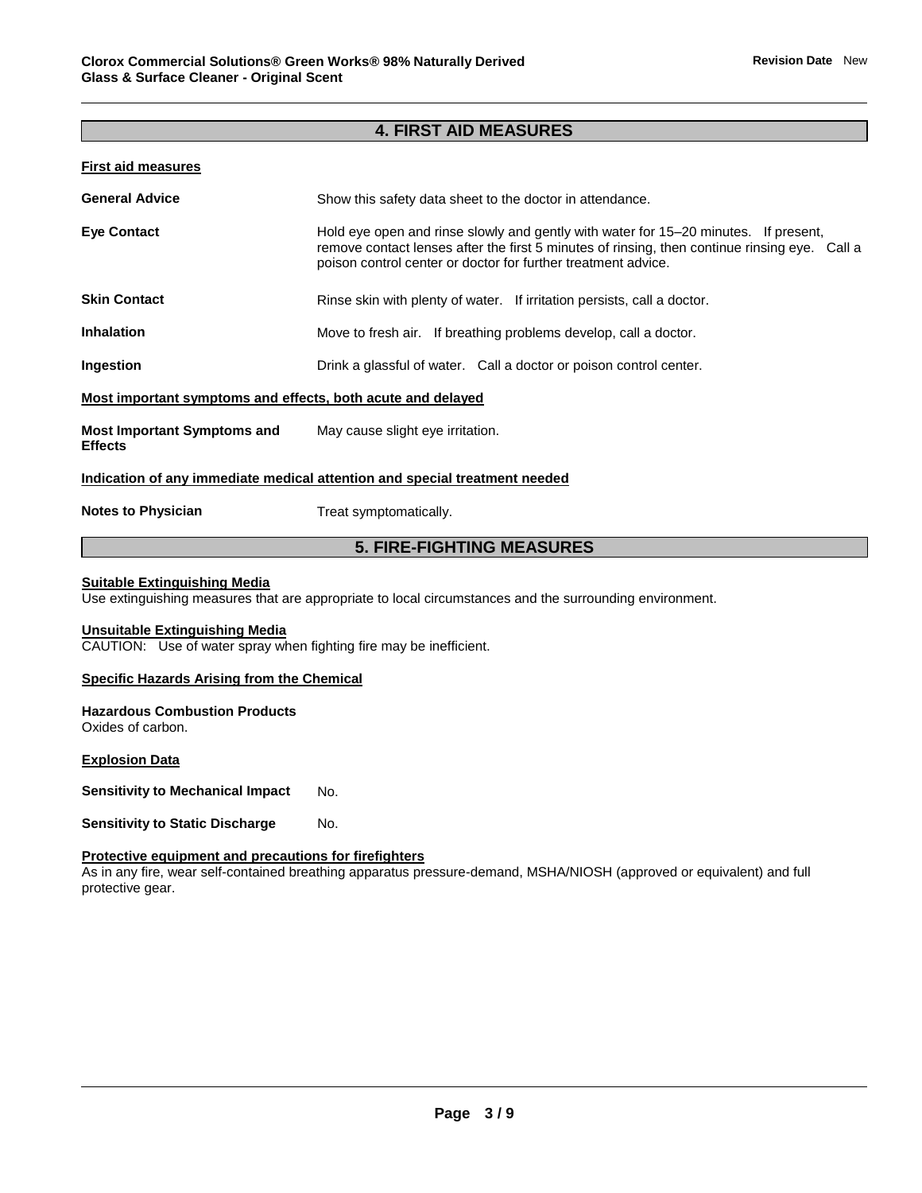## 4. FIRST AID MEASURES

**First aid measures**

**General Advice** Show this safety data sheet to the doctor in attendance.

**Eye Contact** Hold eye open and rinse slowly and gently with water for 15–20 minutes. If present, remove contact lenses after the first 5 minutes of rinsing, then continue rinsing eye. Call a poison control center or doctor for further treatment advice.

**Skin Contact** Rinse skin with plenty of water. If irritation persists, call a doctor.

**Inhalation** Move to fresh air. If breathing problems develop, call a doctor.

**Ingestion** Drink a glassful of water. Call a doctor or poison control center.

**Most important symptoms and effects, both acute and delayed**

**Most Important Symptoms and Effects** May cause slight eye irritation.

**Indication of any immediate medical attention and special treatment needed**

**Notes to Physician** Treat symptomatically.

## 5. FIRE-FIGHTING MEASURES

**Suitable Extinguishing Media**

Use extinguishing measures that are appropriate to local circumstances and the surrounding environment.

**Unsuitable Extinguishing Media**

CAUTION: Use of water spray when fighting fire may be inefficient.

**Specific Hazards Arising from the Chemical**

**Hazardous Combustion Products**

Oxides of carbon.

**Explosion Data**

**Sensitivity to Mechanical Impact** No.

**Sensitivity to Static Discharge** No.

**Protective equipment and precautions for firefighters**

As in any fire, wear self-contained breathing apparatus pressure-demand, MSHA/NIOSH (approved or equivalent) and full protective gear.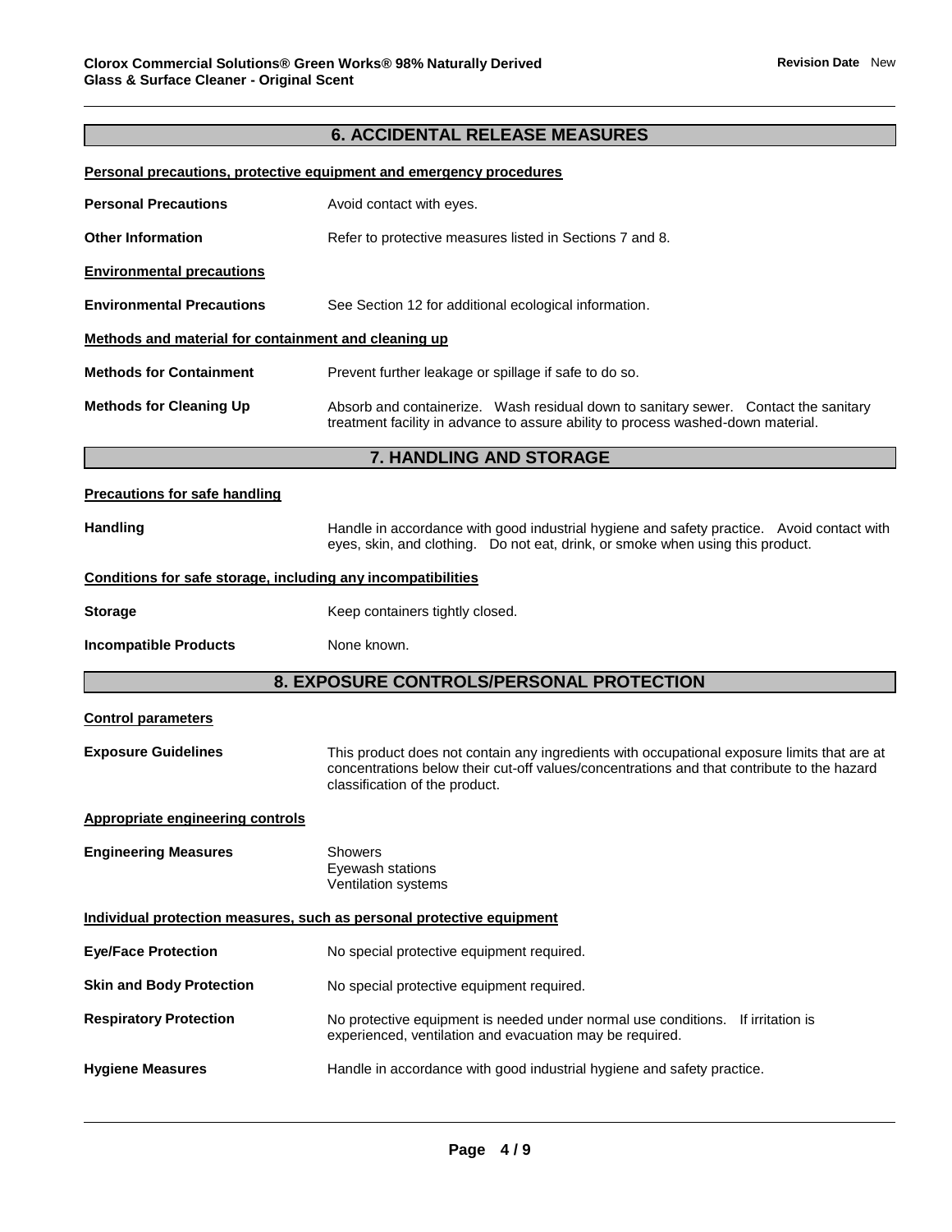## 6. ACCIDENTAL RELEASE MEASURES

**Personal precautions, protective equipment and emergency procedures**

**Personal Precautions** Avoid contact with eyes.

**Other Information** Refer to protective measures listed in Sections 7 and 8.

**Environmental precautions**

**Environmental Precautions** See Section 12 for additional ecological information.

**Methods and material for containment and cleaning up**

**Methods for Containment** Prevent further leakage or spillage if safe to do so.

**Methods for Cleaning Up** Absorb and containerize. Wash residual down to sanitary sewer. Contact the sanitary treatment facility in advance to assure ability to process washed-down material.

## 7. HANDLING AND STORAGE

**Precautions for safe handling**

**Handling** Handle in accordance with good industrial hygiene and safety practice. Avoid contact with eyes, skin, and clothing. Do not eat, drink, or smoke when using this product.

**Conditions for safe storage, including any incompatibilities**

**Storage** Keep containers tightly closed.

**Incompatible Products** None known.

## 8. EXPOSURE CONTROLS/PERSONAL PROTECTION

**Control parameters**

**Exposure Guidelines** This product does not contain any ingredients with occupational exposure limits that are at concentrations below their cut-off values/concentrations and that contribute to the hazard classification of the product.

**Appropriate engineering controls**

**Engineering Measures** Showers
Eyewash stations
Ventilation systems

**Individual protection measures, such as personal protective equipment**

**Eye/Face Protection** No special protective equipment required.

**Skin and Body Protection** No special protective equipment required.

**Respiratory Protection** No protective equipment is needed under normal use conditions. If irritation is experienced, ventilation and evacuation may be required.

**Hygiene Measures** Handle in accordance with good industrial hygiene and safety practice.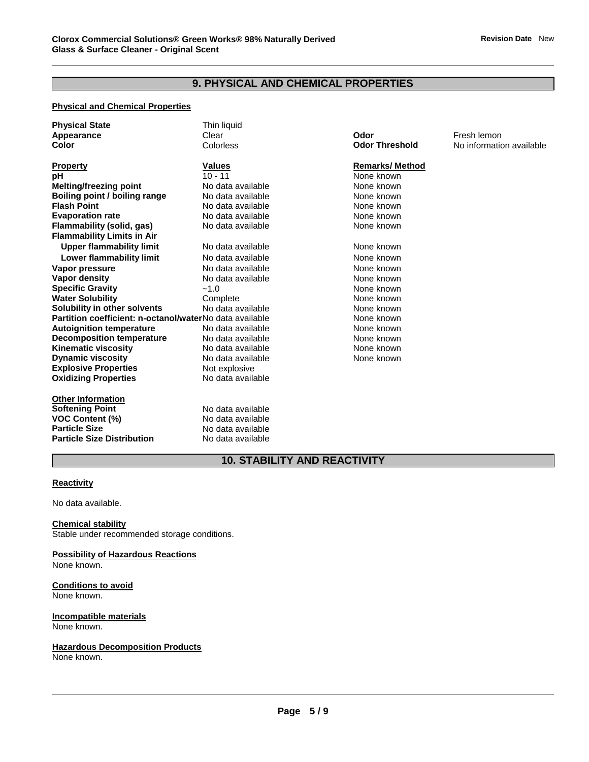## 9. PHYSICAL AND CHEMICAL PROPERTIES

### Physical and Chemical Properties

| | | | |
|---|---|---|---|
| **Physical State** | Thin liquid | | |
| **Appearance** | Clear | **Odor** | Fresh lemon |
| **Color** | Colorless | **Odor Threshold** | No information available |

| **Property** | **Values** | **Remarks/ Method** |
|---|---|---|
| **pH** | 10 - 11 | None known |
| **Melting/freezing point** | No data available | None known |
| **Boiling point / boiling range** | No data available | None known |
| **Flash Point** | No data available | None known |
| **Evaporation rate** | No data available | None known |
| **Flammability (solid, gas)** | No data available | None known |
| **Flammability Limits in Air** | | |
| **Upper flammability limit** | No data available | None known |
| **Lower flammability limit** | No data available | None known |
| **Vapor pressure** | No data available | None known |
| **Vapor density** | No data available | None known |
| **Specific Gravity** | ~1.0 | None known |
| **Water Solubility** | Complete | None known |
| **Solubility in other solvents** | No data available | None known |
| **Partition coefficient: n-octanol/water** | No data available | None known |
| **Autoignition temperature** | No data available | None known |
| **Decomposition temperature** | No data available | None known |
| **Kinematic viscosity** | No data available | None known |
| **Dynamic viscosity** | No data available | None known |
| **Explosive Properties** | Not explosive | |
| **Oxidizing Properties** | No data available | |

**Other Information**

| | |
|---|---|
| **Softening Point** | No data available |
| **VOC Content (%)** | No data available |
| **Particle Size** | No data available |
| **Particle Size Distribution** | No data available |

## 10. STABILITY AND REACTIVITY

**Reactivity**

No data available.

**Chemical stability**

Stable under recommended storage conditions.

**Possibility of Hazardous Reactions**

None known.

**Conditions to avoid**

None known.

**Incompatible materials**

None known.

**Hazardous Decomposition Products**

None known.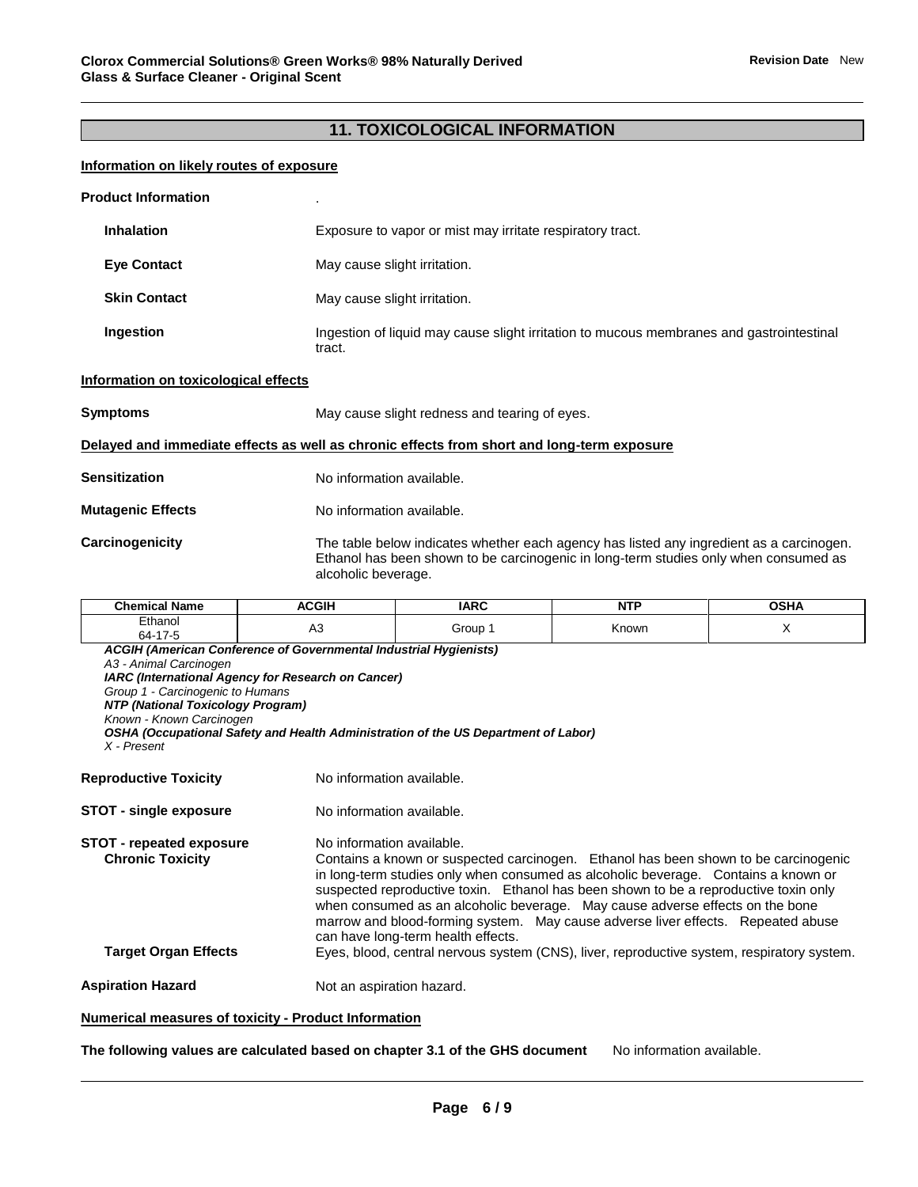## 11. TOXICOLOGICAL INFORMATION

**Information on likely routes of exposure**

**Product Information** .

**Inhalation** Exposure to vapor or mist may irritate respiratory tract.

**Eye Contact** May cause slight irritation.

**Skin Contact** May cause slight irritation.

**Ingestion** Ingestion of liquid may cause slight irritation to mucous membranes and gastrointestinal tract.

**Information on toxicological effects**

**Symptoms** May cause slight redness and tearing of eyes.

**Delayed and immediate effects as well as chronic effects from short and long-term exposure**

**Sensitization** No information available.

**Mutagenic Effects** No information available.

**Carcinogenicity** The table below indicates whether each agency has listed any ingredient as a carcinogen. Ethanol has been shown to be carcinogenic in long-term studies only when consumed as alcoholic beverage.

| Chemical Name | ACGIH | IARC | NTP | OSHA |
|---|---|---|---|---|
| Ethanol 64-17-5 | A3 | Group 1 | Known | X |

***ACGIH (American Conference of Governmental Industrial Hygienists)***
*A3 - Animal Carcinogen*
***IARC (International Agency for Research on Cancer)***
*Group 1 - Carcinogenic to Humans*
***NTP (National Toxicology Program)***
*Known - Known Carcinogen*
***OSHA (Occupational Safety and Health Administration of the US Department of Labor)***
*X - Present*

**Reproductive Toxicity** No information available.

**STOT - single exposure** No information available.

**STOT - repeated exposure** No information available.

**Chronic Toxicity** Contains a known or suspected carcinogen. Ethanol has been shown to be carcinogenic in long-term studies only when consumed as alcoholic beverage. Contains a known or suspected reproductive toxin. Ethanol has been shown to be a reproductive toxin only when consumed as an alcoholic beverage. May cause adverse effects on the bone marrow and blood-forming system. May cause adverse liver effects. Repeated abuse can have long-term health effects.

**Target Organ Effects** Eyes, blood, central nervous system (CNS), liver, reproductive system, respiratory system.

**Aspiration Hazard** Not an aspiration hazard.

**Numerical measures of toxicity - Product Information**

**The following values are calculated based on chapter 3.1 of the GHS document** No information available.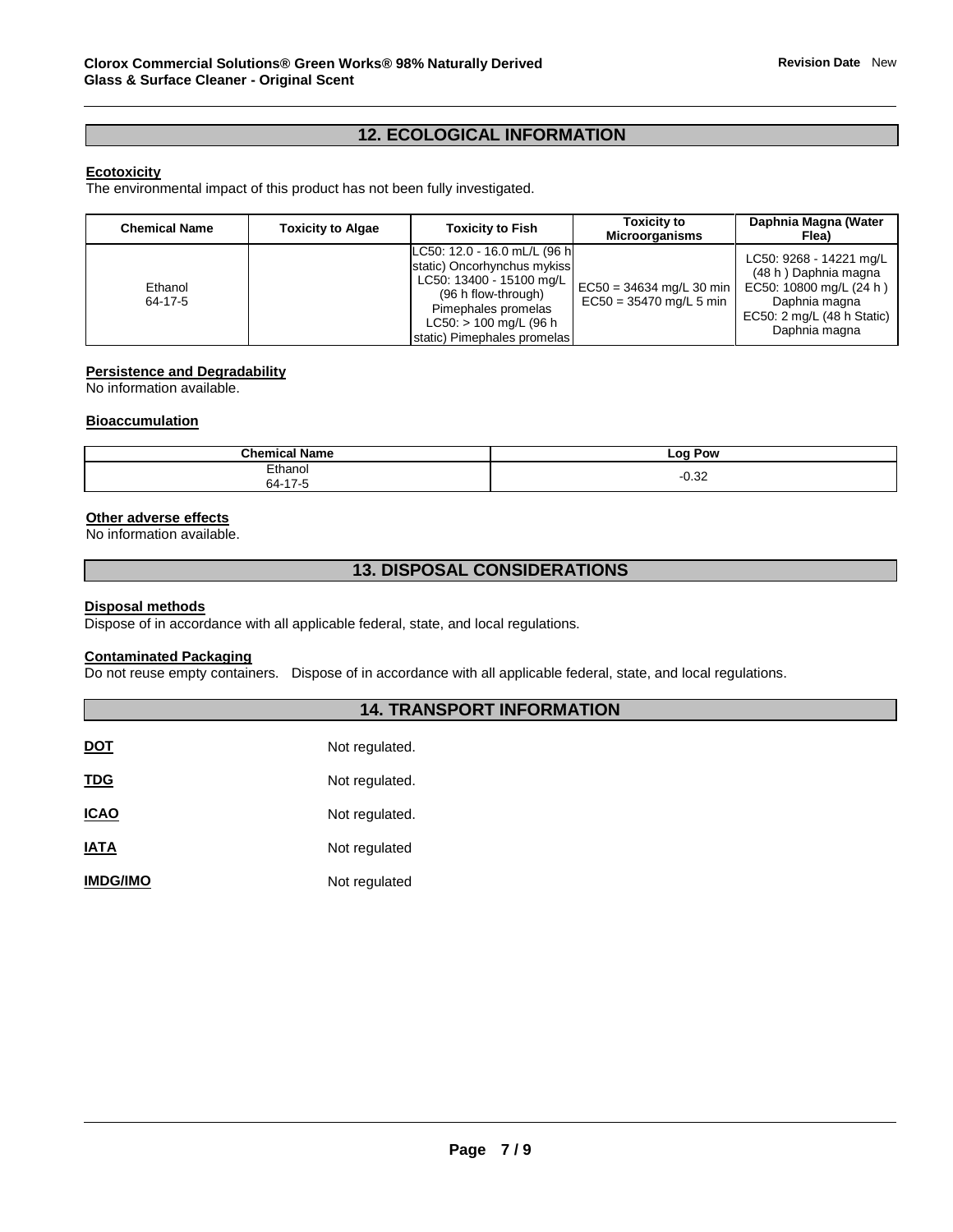## 12. ECOLOGICAL INFORMATION

**Ecotoxicity**

The environmental impact of this product has not been fully investigated.

| Chemical Name | Toxicity to Algae | Toxicity to Fish | Toxicity to Microorganisms | Daphnia Magna (Water Flea) |
|---|---|---|---|---|
| Ethanol 64-17-5 | | LC50: 12.0 - 16.0 mL/L (96 h static) Oncorhynchus mykiss LC50: 13400 - 15100 mg/L (96 h flow-through) Pimephales promelas LC50: > 100 mg/L (96 h static) Pimephales promelas | EC50 = 34634 mg/L 30 min EC50 = 35470 mg/L 5 min | LC50: 9268 - 14221 mg/L (48 h ) Daphnia magna EC50: 10800 mg/L (24 h ) Daphnia magna EC50: 2 mg/L (48 h Static) Daphnia magna |

**Persistence and Degradability**

No information available.

**Bioaccumulation**

| Chemical Name | Log Pow |
|---|---|
| Ethanol 64-17-5 | -0.32 |

**Other adverse effects**

No information available.

## 13. DISPOSAL CONSIDERATIONS

**Disposal methods**

Dispose of in accordance with all applicable federal, state, and local regulations.

**Contaminated Packaging**

Do not reuse empty containers. Dispose of in accordance with all applicable federal, state, and local regulations.

## 14. TRANSPORT INFORMATION

| | |
|---|---|
| **DOT** | Not regulated. |
| **TDG** | Not regulated. |
| **ICAO** | Not regulated. |
| **IATA** | Not regulated |
| **IMDG/IMO** | Not regulated |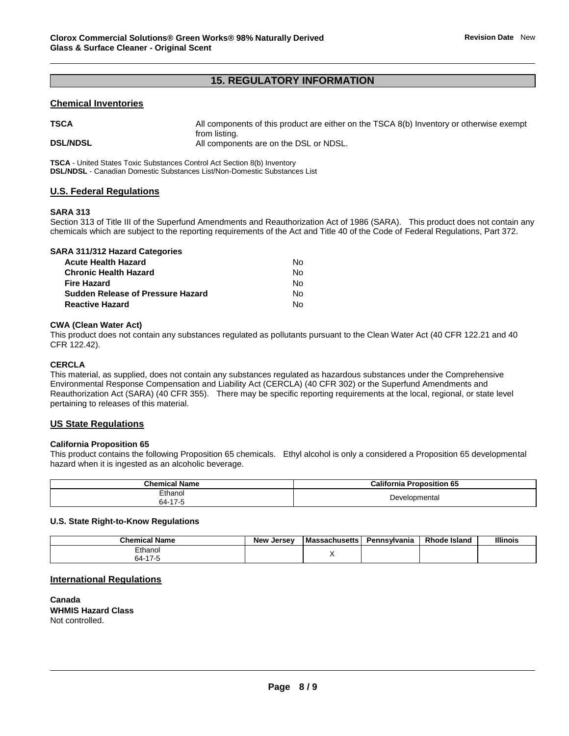## 15. REGULATORY INFORMATION

### Chemical Inventories

**TSCA** All components of this product are either on the TSCA 8(b) Inventory or otherwise exempt from listing.

**DSL/NDSL** All components are on the DSL or NDSL.

**TSCA** - United States Toxic Substances Control Act Section 8(b) Inventory
**DSL/NDSL** - Canadian Domestic Substances List/Non-Domestic Substances List

### U.S. Federal Regulations

**SARA 313**

Section 313 of Title III of the Superfund Amendments and Reauthorization Act of 1986 (SARA). This product does not contain any chemicals which are subject to the reporting requirements of the Act and Title 40 of the Code of Federal Regulations, Part 372.

**SARA 311/312 Hazard Categories**

| | |
|---|---|
| **Acute Health Hazard** | No |
| **Chronic Health Hazard** | No |
| **Fire Hazard** | No |
| **Sudden Release of Pressure Hazard** | No |
| **Reactive Hazard** | No |

**CWA (Clean Water Act)**

This product does not contain any substances regulated as pollutants pursuant to the Clean Water Act (40 CFR 122.21 and 40 CFR 122.42).

**CERCLA**

This material, as supplied, does not contain any substances regulated as hazardous substances under the Comprehensive Environmental Response Compensation and Liability Act (CERCLA) (40 CFR 302) or the Superfund Amendments and Reauthorization Act (SARA) (40 CFR 355). There may be specific reporting requirements at the local, regional, or state level pertaining to releases of this material.

### US State Regulations

**California Proposition 65**

This product contains the following Proposition 65 chemicals. Ethyl alcohol is only a considered a Proposition 65 developmental hazard when it is ingested as an alcoholic beverage.

| Chemical Name | California Proposition 65 |
|---|---|
| Ethanol 64-17-5 | Developmental |

**U.S. State Right-to-Know Regulations**

| Chemical Name | New Jersey | Massachusetts | Pennsylvania | Rhode Island | Illinois |
|---|---|---|---|---|---|
| Ethanol 64-17-5 | | X | | | |

### International Regulations

**Canada**
**WHMIS Hazard Class**
Not controlled.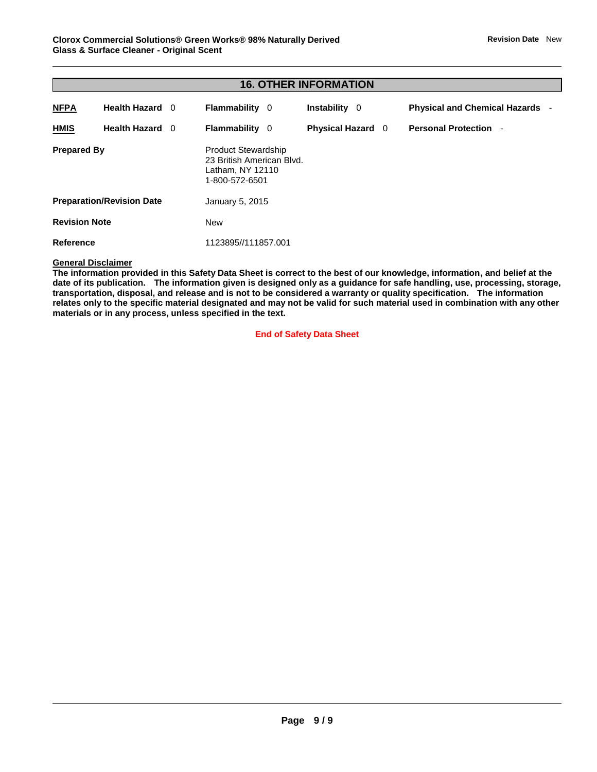## 16. OTHER INFORMATION

| | | | | |
|---|---|---|---|---|
| **NFPA** | **Health Hazard** 0 | **Flammability** 0 | **Instability** 0 | **Physical and Chemical Hazards** - |
| **HMIS** | **Health Hazard** 0 | **Flammability** 0 | **Physical Hazard** 0 | **Personal Protection** - |

**Prepared By**
Product Stewardship
23 British American Blvd.
Latham, NY 12110
1-800-572-6501

**Preparation/Revision Date** January 5, 2015

**Revision Note** New

**Reference** 1123895//111857.001

**General Disclaimer**

**The information provided in this Safety Data Sheet is correct to the best of our knowledge, information, and belief at the date of its publication. The information given is designed only as a guidance for safe handling, use, processing, storage, transportation, disposal, and release and is not to be considered a warranty or quality specification. The information relates only to the specific material designated and may not be valid for such material used in combination with any other materials or in any process, unless specified in the text.**

**End of Safety Data Sheet**